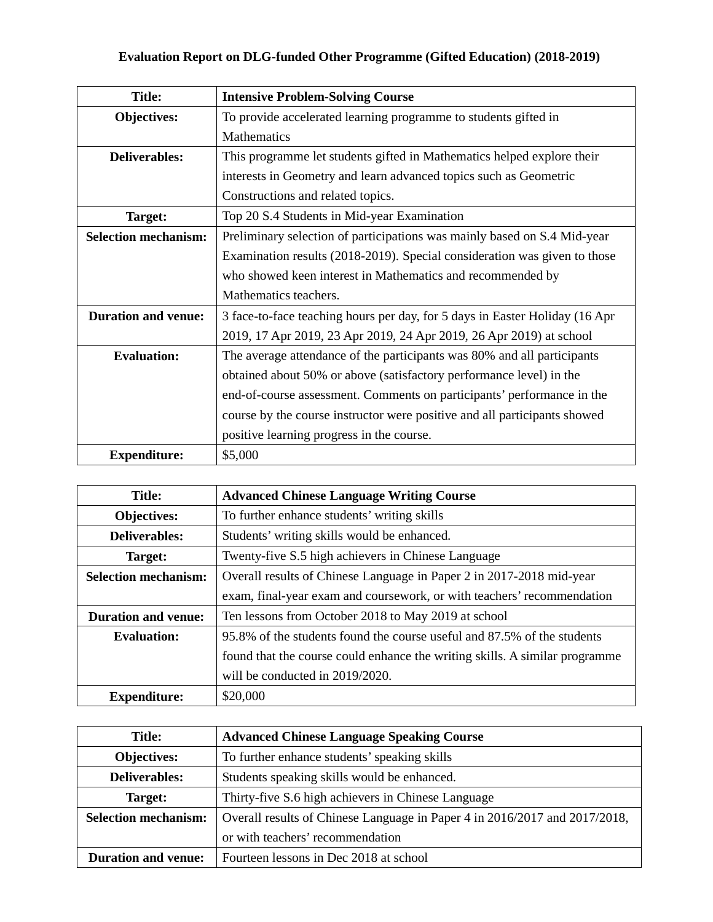# Evaluation Report on DLG-funded Other Programme (Gifted Education) (2018-2019)

| Title: | **Intensive Problem-Solving Course** |
|---|---|
| Objectives: | To provide accelerated learning programme to students gifted in Mathematics |
| Deliverables: | This programme let students gifted in Mathematics helped explore their interests in Geometry and learn advanced topics such as Geometric Constructions and related topics. |
| Target: | Top 20 S.4 Students in Mid-year Examination |
| Selection mechanism: | Preliminary selection of participations was mainly based on S.4 Mid-year Examination results (2018-2019). Special consideration was given to those who showed keen interest in Mathematics and recommended by Mathematics teachers. |
| Duration and venue: | 3 face-to-face teaching hours per day, for 5 days in Easter Holiday (16 Apr 2019, 17 Apr 2019, 23 Apr 2019, 24 Apr 2019, 26 Apr 2019) at school |
| Evaluation: | The average attendance of the participants was 80% and all participants obtained about 50% or above (satisfactory performance level) in the end-of-course assessment. Comments on participants' performance in the course by the course instructor were positive and all participants showed positive learning progress in the course. |
| Expenditure: | $5,000 |

| Title: | **Advanced Chinese Language Writing Course** |
|---|---|
| Objectives: | To further enhance students' writing skills |
| Deliverables: | Students' writing skills would be enhanced. |
| Target: | Twenty-five S.5 high achievers in Chinese Language |
| Selection mechanism: | Overall results of Chinese Language in Paper 2 in 2017-2018 mid-year exam, final-year exam and coursework, or with teachers' recommendation |
| Duration and venue: | Ten lessons from October 2018 to May 2019 at school |
| Evaluation: | 95.8% of the students found the course useful and 87.5% of the students found that the course could enhance the writing skills. A similar programme will be conducted in 2019/2020. |
| Expenditure: | $20,000 |

| Title: | **Advanced Chinese Language Speaking Course** |
|---|---|
| Objectives: | To further enhance students' speaking skills |
| Deliverables: | Students speaking skills would be enhanced. |
| Target: | Thirty-five S.6 high achievers in Chinese Language |
| Selection mechanism: | Overall results of Chinese Language in Paper 4 in 2016/2017 and 2017/2018, or with teachers' recommendation |
| Duration and venue: | Fourteen lessons in Dec 2018 at school |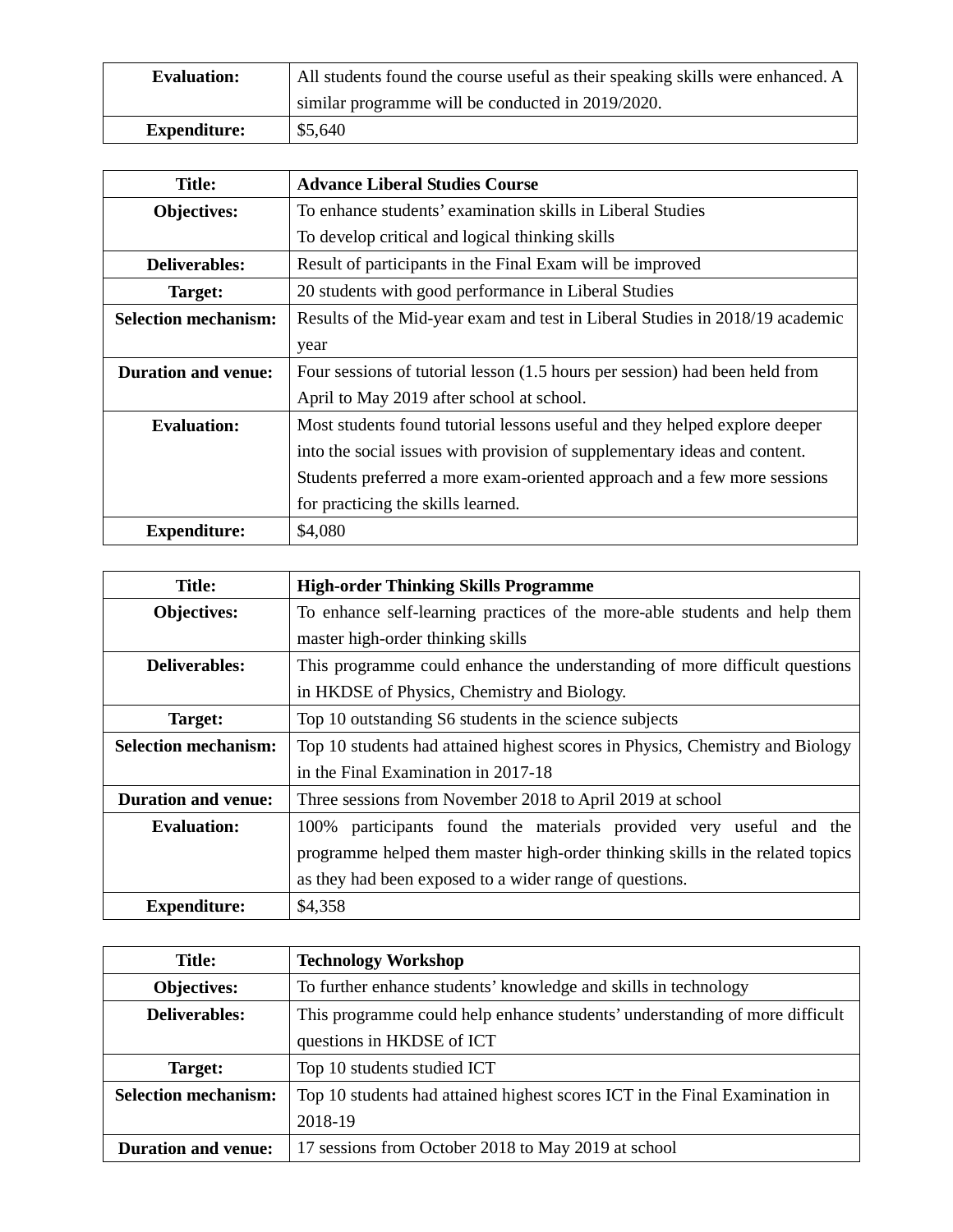| **Evaluation:** | All students found the course useful as their speaking skills were enhanced. A similar programme will be conducted in 2019/2020. |
|---|---|
| **Expenditure:** | $5,640 |

| **Title:** | **Advance Liberal Studies Course** |
|---|---|
| **Objectives:** | To enhance students' examination skills in Liberal Studies<br>To develop critical and logical thinking skills |
| **Deliverables:** | Result of participants in the Final Exam will be improved |
| **Target:** | 20 students with good performance in Liberal Studies |
| **Selection mechanism:** | Results of the Mid-year exam and test in Liberal Studies in 2018/19 academic year |
| **Duration and venue:** | Four sessions of tutorial lesson (1.5 hours per session) had been held from April to May 2019 after school at school. |
| **Evaluation:** | Most students found tutorial lessons useful and they helped explore deeper into the social issues with provision of supplementary ideas and content. Students preferred a more exam-oriented approach and a few more sessions for practicing the skills learned. |
| **Expenditure:** | $4,080 |

| **Title:** | **High-order Thinking Skills Programme** |
|---|---|
| **Objectives:** | To enhance self-learning practices of the more-able students and help them master high-order thinking skills |
| **Deliverables:** | This programme could enhance the understanding of more difficult questions in HKDSE of Physics, Chemistry and Biology. |
| **Target:** | Top 10 outstanding S6 students in the science subjects |
| **Selection mechanism:** | Top 10 students had attained highest scores in Physics, Chemistry and Biology in the Final Examination in 2017-18 |
| **Duration and venue:** | Three sessions from November 2018 to April 2019 at school |
| **Evaluation:** | 100% participants found the materials provided very useful and the programme helped them master high-order thinking skills in the related topics as they had been exposed to a wider range of questions. |
| **Expenditure:** | $4,358 |

| **Title:** | **Technology Workshop** |
|---|---|
| **Objectives:** | To further enhance students' knowledge and skills in technology |
| **Deliverables:** | This programme could help enhance students' understanding of more difficult questions in HKDSE of ICT |
| **Target:** | Top 10 students studied ICT |
| **Selection mechanism:** | Top 10 students had attained highest scores ICT in the Final Examination in 2018-19 |
| **Duration and venue:** | 17 sessions from October 2018 to May 2019 at school |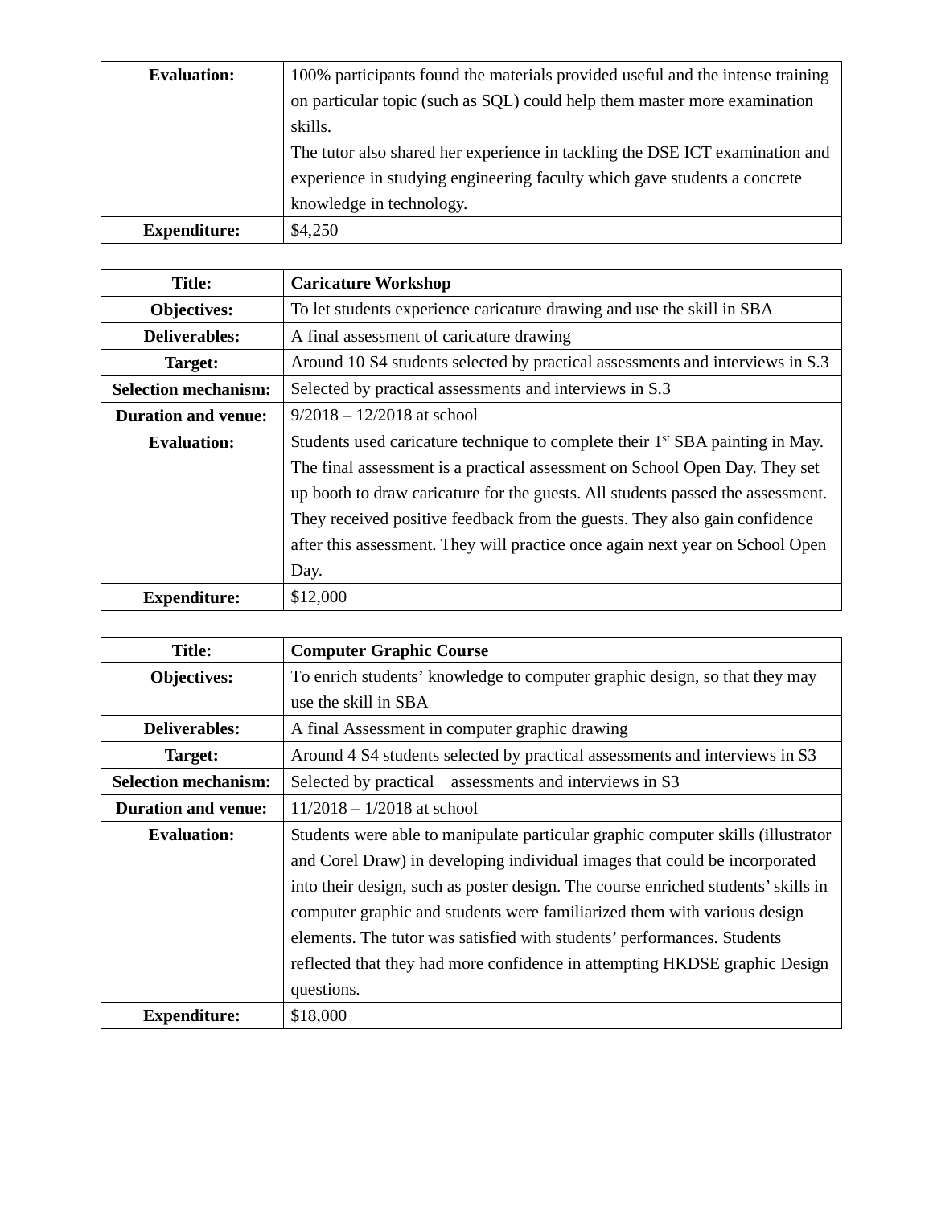| | |
|---|---|
| **Evaluation:** | 100% participants found the materials provided useful and the intense training on particular topic (such as SQL) could help them master more examination skills.<br>The tutor also shared her experience in tackling the DSE ICT examination and experience in studying engineering faculty which gave students a concrete knowledge in technology. |
| **Expenditure:** | $4,250 |

| | |
|---|---|
| **Title:** | **Caricature Workshop** |
| **Objectives:** | To let students experience caricature drawing and use the skill in SBA |
| **Deliverables:** | A final assessment of caricature drawing |
| **Target:** | Around 10 S4 students selected by practical assessments and interviews in S.3 |
| **Selection mechanism:** | Selected by practical assessments and interviews in S.3 |
| **Duration and venue:** | 9/2018 – 12/2018 at school |
| **Evaluation:** | Students used caricature technique to complete their 1st SBA painting in May. The final assessment is a practical assessment on School Open Day. They set up booth to draw caricature for the guests. All students passed the assessment. They received positive feedback from the guests. They also gain confidence after this assessment. They will practice once again next year on School Open Day. |
| **Expenditure:** | $12,000 |

| | |
|---|---|
| **Title:** | **Computer Graphic Course** |
| **Objectives:** | To enrich students' knowledge to computer graphic design, so that they may use the skill in SBA |
| **Deliverables:** | A final Assessment in computer graphic drawing |
| **Target:** | Around 4 S4 students selected by practical assessments and interviews in S3 |
| **Selection mechanism:** | Selected by practical assessments and interviews in S3 |
| **Duration and venue:** | 11/2018 – 1/2018 at school |
| **Evaluation:** | Students were able to manipulate particular graphic computer skills (illustrator and Corel Draw) in developing individual images that could be incorporated into their design, such as poster design. The course enriched students' skills in computer graphic and students were familiarized them with various design elements. The tutor was satisfied with students' performances. Students reflected that they had more confidence in attempting HKDSE graphic Design questions. |
| **Expenditure:** | $18,000 |